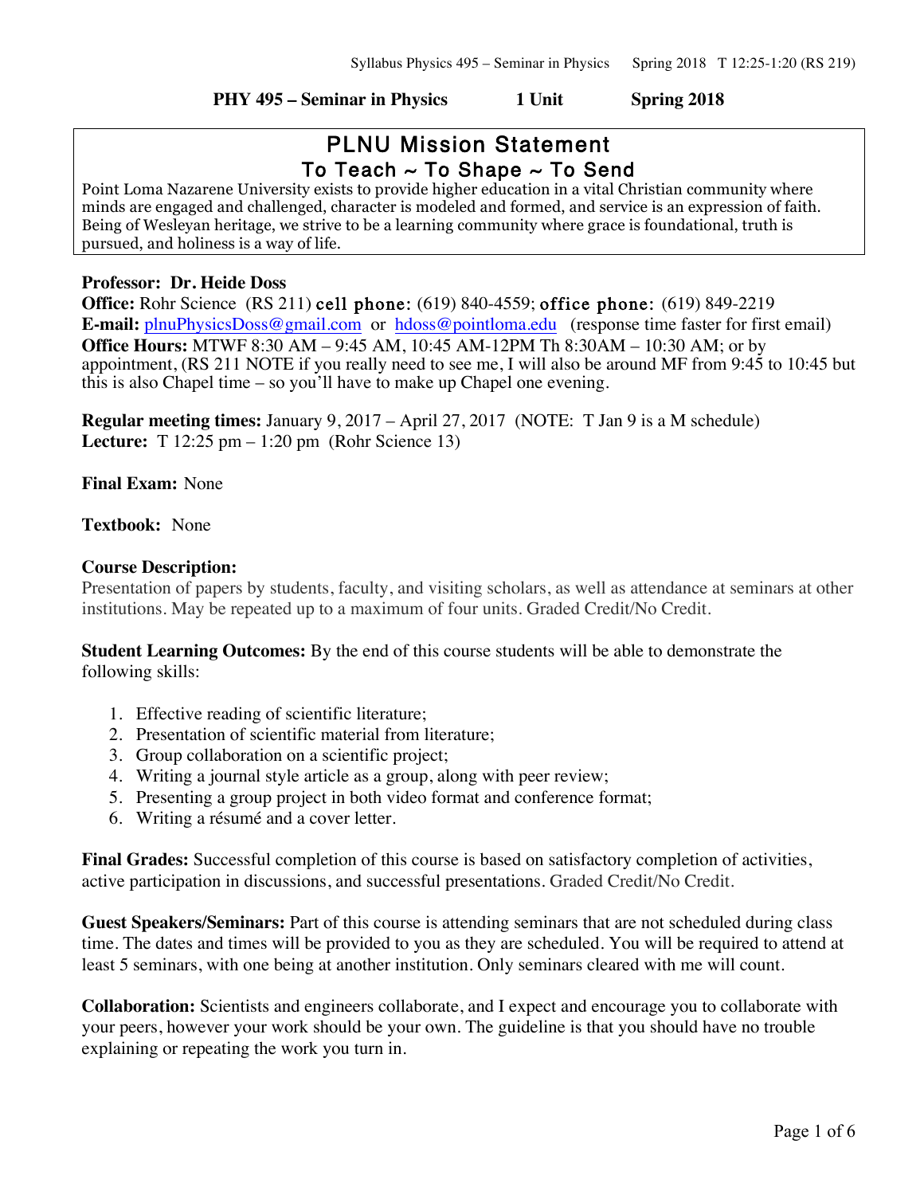**PHY 495 – Seminar in Physics 1 Unit Spring 2018**

## PLNU Mission Statement
### To Teach ~ To Shape ~ To Send

Point Loma Nazarene University exists to provide higher education in a vital Christian community where minds are engaged and challenged, character is modeled and formed, and service is an expression of faith. Being of Wesleyan heritage, we strive to be a learning community where grace is foundational, truth is pursued, and holiness is a way of life.

**Professor: Dr. Heide Doss**
**Office:** Rohr Science (RS 211) cell phone: (619) 840-4559; office phone: (619) 849-2219
**E-mail:** plnuPhysicsDoss@gmail.com or hdoss@pointloma.edu (response time faster for first email)
**Office Hours:** MTWF 8:30 AM – 9:45 AM, 10:45 AM-12PM Th 8:30AM – 10:30 AM; or by appointment, (RS 211 NOTE if you really need to see me, I will also be around MF from 9:45 to 10:45 but this is also Chapel time – so you'll have to make up Chapel one evening.

**Regular meeting times:** January 9, 2017 – April 27, 2017 (NOTE: T Jan 9 is a M schedule)
**Lecture:** T 12:25 pm – 1:20 pm (Rohr Science 13)

**Final Exam:** None

**Textbook:** None

**Course Description:**
Presentation of papers by students, faculty, and visiting scholars, as well as attendance at seminars at other institutions. May be repeated up to a maximum of four units. Graded Credit/No Credit.

**Student Learning Outcomes:** By the end of this course students will be able to demonstrate the following skills:

1. Effective reading of scientific literature;
2. Presentation of scientific material from literature;
3. Group collaboration on a scientific project;
4. Writing a journal style article as a group, along with peer review;
5. Presenting a group project in both video format and conference format;
6. Writing a résumé and a cover letter.

**Final Grades:** Successful completion of this course is based on satisfactory completion of activities, active participation in discussions, and successful presentations. Graded Credit/No Credit.

**Guest Speakers/Seminars:** Part of this course is attending seminars that are not scheduled during class time. The dates and times will be provided to you as they are scheduled. You will be required to attend at least 5 seminars, with one being at another institution. Only seminars cleared with me will count.

**Collaboration:** Scientists and engineers collaborate, and I expect and encourage you to collaborate with your peers, however your work should be your own. The guideline is that you should have no trouble explaining or repeating the work you turn in.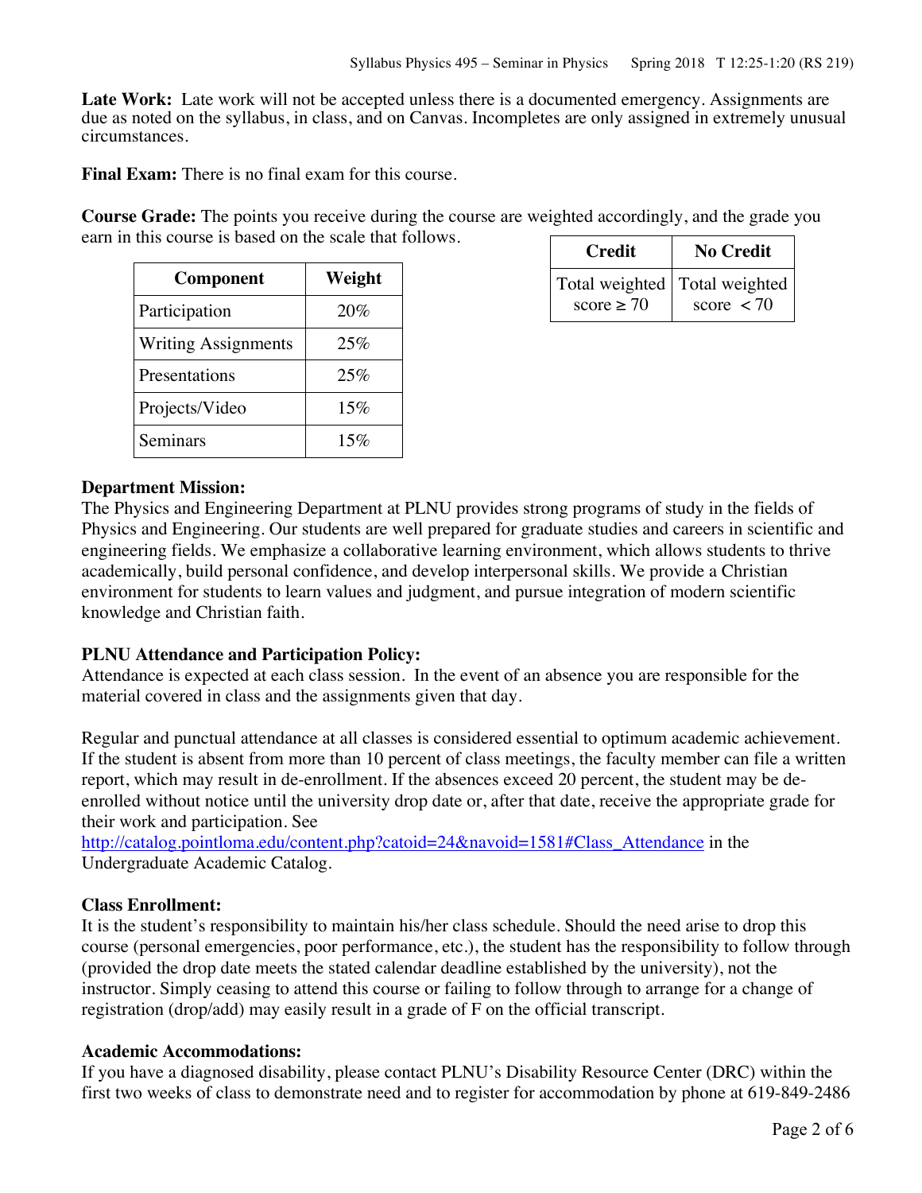**Late Work:** Late work will not be accepted unless there is a documented emergency. Assignments are due as noted on the syllabus, in class, and on Canvas. Incompletes are only assigned in extremely unusual circumstances.

**Final Exam:** There is no final exam for this course.

**Course Grade:** The points you receive during the course are weighted accordingly, and the grade you earn in this course is based on the scale that follows.

| Component | Weight |
|---|---|
| Participation | 20% |
| Writing Assignments | 25% |
| Presentations | 25% |
| Projects/Video | 15% |
| Seminars | 15% |

| Credit | No Credit |
|---|---|
| Total weighted score ≥ 70 | Total weighted score < 70 |

**Department Mission:**
The Physics and Engineering Department at PLNU provides strong programs of study in the fields of Physics and Engineering. Our students are well prepared for graduate studies and careers in scientific and engineering fields. We emphasize a collaborative learning environment, which allows students to thrive academically, build personal confidence, and develop interpersonal skills. We provide a Christian environment for students to learn values and judgment, and pursue integration of modern scientific knowledge and Christian faith.

**PLNU Attendance and Participation Policy:**
Attendance is expected at each class session. In the event of an absence you are responsible for the material covered in class and the assignments given that day.

Regular and punctual attendance at all classes is considered essential to optimum academic achievement. If the student is absent from more than 10 percent of class meetings, the faculty member can file a written report, which may result in de-enrollment. If the absences exceed 20 percent, the student may be de-enrolled without notice until the university drop date or, after that date, receive the appropriate grade for their work and participation. See http://catalog.pointloma.edu/content.php?catoid=24&navoid=1581#Class_Attendance in the Undergraduate Academic Catalog.

**Class Enrollment:**
It is the student's responsibility to maintain his/her class schedule. Should the need arise to drop this course (personal emergencies, poor performance, etc.), the student has the responsibility to follow through (provided the drop date meets the stated calendar deadline established by the university), not the instructor. Simply ceasing to attend this course or failing to follow through to arrange for a change of registration (drop/add) may easily result in a grade of F on the official transcript.

**Academic Accommodations:**
If you have a diagnosed disability, please contact PLNU's Disability Resource Center (DRC) within the first two weeks of class to demonstrate need and to register for accommodation by phone at 619-849-2486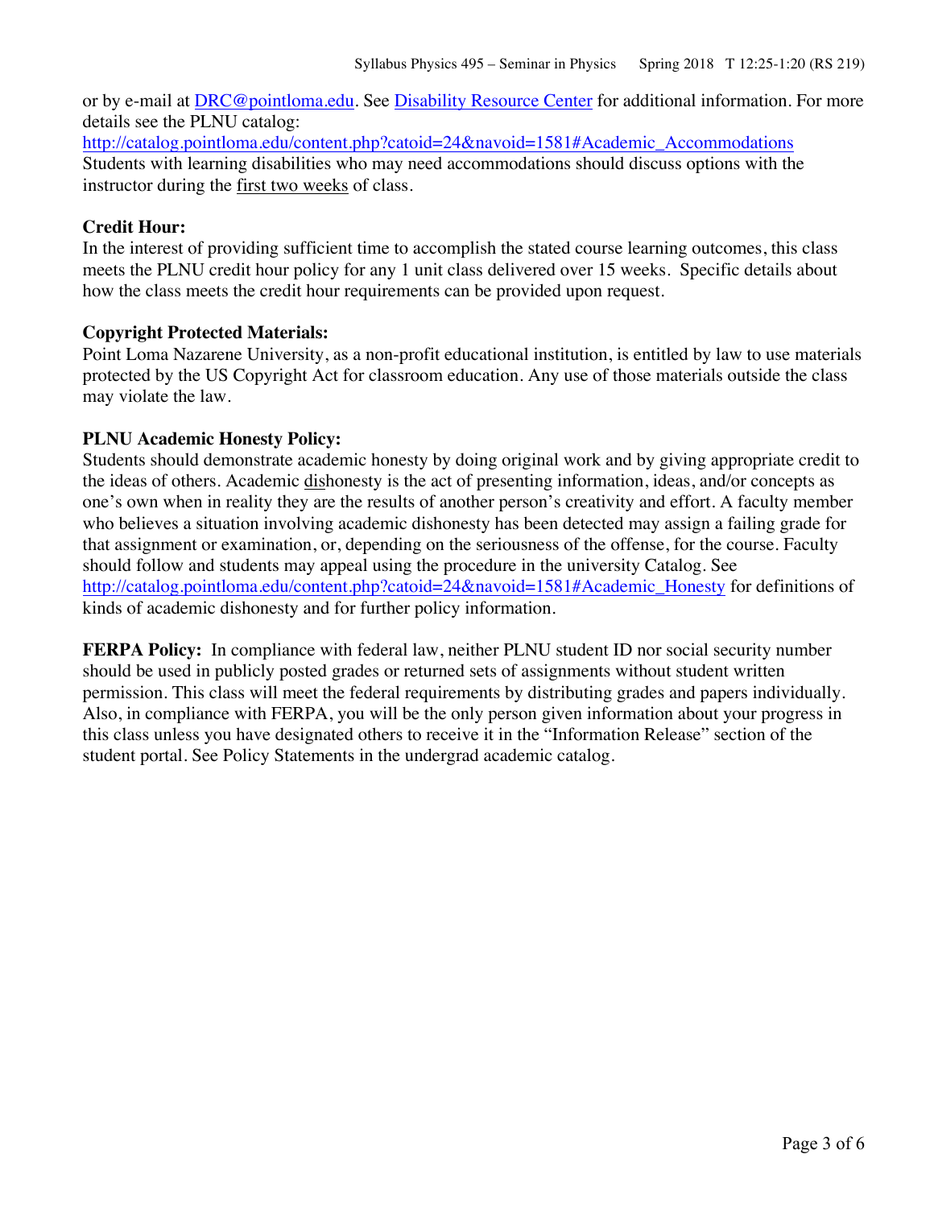or by e-mail at [DRC@pointloma.edu](mailto:DRC@pointloma.edu). See [Disability Resource Center](#) for additional information. For more details see the PLNU catalog:
[http://catalog.pointloma.edu/content.php?catoid=24&navoid=1581#Academic_Accommodations](http://catalog.pointloma.edu/content.php?catoid=24&navoid=1581#Academic_Accommodations)
Students with learning disabilities who may need accommodations should discuss options with the instructor during the first two weeks of class.

**Credit Hour:**
In the interest of providing sufficient time to accomplish the stated course learning outcomes, this class meets the PLNU credit hour policy for any 1 unit class delivered over 15 weeks. Specific details about how the class meets the credit hour requirements can be provided upon request.

**Copyright Protected Materials:**
Point Loma Nazarene University, as a non-profit educational institution, is entitled by law to use materials protected by the US Copyright Act for classroom education. Any use of those materials outside the class may violate the law.

**PLNU Academic Honesty Policy:**
Students should demonstrate academic honesty by doing original work and by giving appropriate credit to the ideas of others. Academic dishonesty is the act of presenting information, ideas, and/or concepts as one's own when in reality they are the results of another person's creativity and effort. A faculty member who believes a situation involving academic dishonesty has been detected may assign a failing grade for that assignment or examination, or, depending on the seriousness of the offense, for the course. Faculty should follow and students may appeal using the procedure in the university Catalog. See [http://catalog.pointloma.edu/content.php?catoid=24&navoid=1581#Academic_Honesty](http://catalog.pointloma.edu/content.php?catoid=24&navoid=1581#Academic_Honesty) for definitions of kinds of academic dishonesty and for further policy information.

**FERPA Policy:** In compliance with federal law, neither PLNU student ID nor social security number should be used in publicly posted grades or returned sets of assignments without student written permission. This class will meet the federal requirements by distributing grades and papers individually. Also, in compliance with FERPA, you will be the only person given information about your progress in this class unless you have designated others to receive it in the "Information Release" section of the student portal. See Policy Statements in the undergrad academic catalog.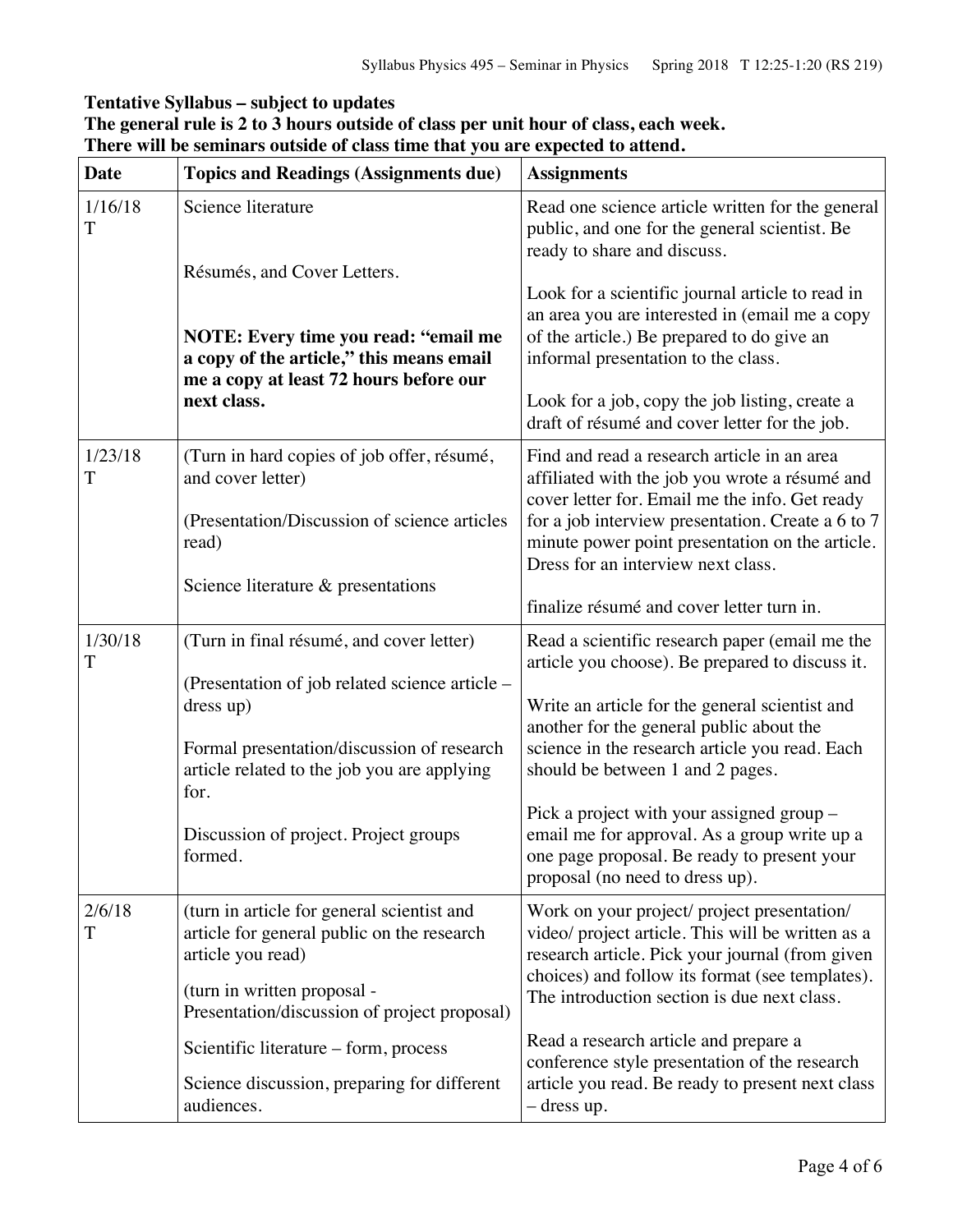**Tentative Syllabus – subject to updates**
**The general rule is 2 to 3 hours outside of class per unit hour of class, each week.**
**There will be seminars outside of class time that you are expected to attend.**

| Date | Topics and Readings (Assignments due) | Assignments |
|---|---|---|
| 1/16/18 T | Science literature<br><br>Résumés, and Cover Letters.<br><br>**NOTE: Every time you read: "email me a copy of the article," this means email me a copy at least 72 hours before our next class.** | Read one science article written for the general public, and one for the general scientist. Be ready to share and discuss.<br><br>Look for a scientific journal article to read in an area you are interested in (email me a copy of the article.) Be prepared to do give an informal presentation to the class.<br><br>Look for a job, copy the job listing, create a draft of résumé and cover letter for the job. |
| 1/23/18 T | (Turn in hard copies of job offer, résumé, and cover letter)<br><br>(Presentation/Discussion of science articles read)<br><br>Science literature & presentations | Find and read a research article in an area affiliated with the job you wrote a résumé and cover letter for. Email me the info. Get ready for a job interview presentation. Create a 6 to 7 minute power point presentation on the article. Dress for an interview next class.<br><br>finalize résumé and cover letter turn in. |
| 1/30/18 T | (Turn in final résumé, and cover letter)<br><br>(Presentation of job related science article – dress up)<br><br>Formal presentation/discussion of research article related to the job you are applying for.<br><br>Discussion of project. Project groups formed. | Read a scientific research paper (email me the article you choose). Be prepared to discuss it.<br><br>Write an article for the general scientist and another for the general public about the science in the research article you read. Each should be between 1 and 2 pages.<br><br>Pick a project with your assigned group – email me for approval. As a group write up a one page proposal. Be ready to present your proposal (no need to dress up). |
| 2/6/18 T | (turn in article for general scientist and article for general public on the research article you read)<br><br>(turn in written proposal - Presentation/discussion of project proposal)<br><br>Scientific literature – form, process<br><br>Science discussion, preparing for different audiences. | Work on your project/ project presentation/ video/ project article. This will be written as a research article. Pick your journal (from given choices) and follow its format (see templates). The introduction section is due next class.<br><br>Read a research article and prepare a conference style presentation of the research article you read. Be ready to present next class – dress up. |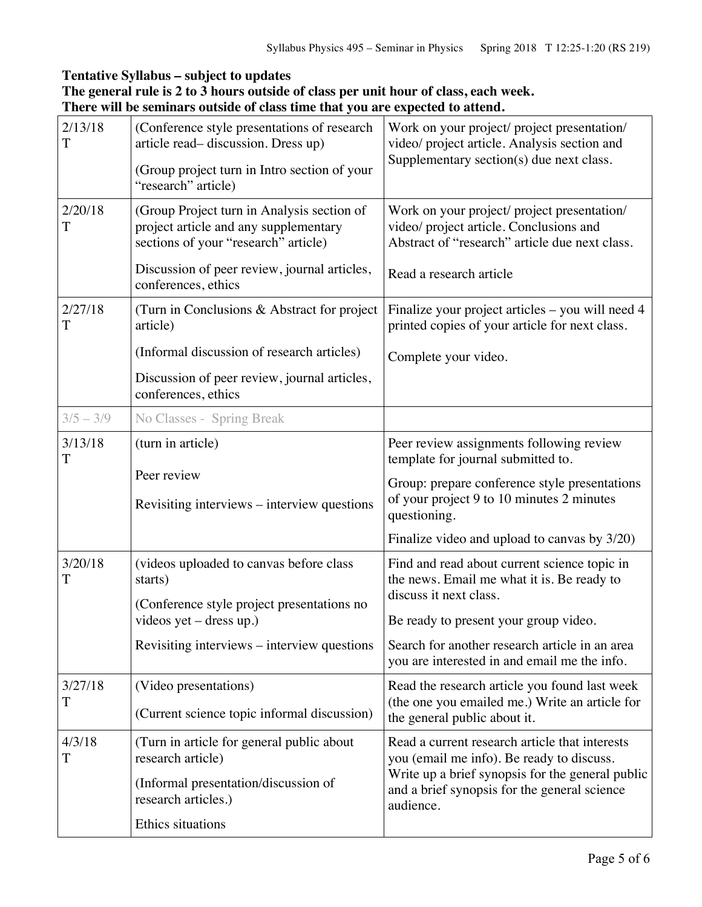**Tentative Syllabus – subject to updates**
**The general rule is 2 to 3 hours outside of class per unit hour of class, each week.**
**There will be seminars outside of class time that you are expected to attend.**

| | | |
|---|---|---|
| 2/13/18 T | (Conference style presentations of research article read– discussion. Dress up)<br><br>(Group project turn in Intro section of your "research" article) | Work on your project/ project presentation/ video/ project article. Analysis section and Supplementary section(s) due next class. |
| 2/20/18 T | (Group Project turn in Analysis section of project article and any supplementary sections of your "research" article)<br><br>Discussion of peer review, journal articles, conferences, ethics | Work on your project/ project presentation/ video/ project article. Conclusions and Abstract of "research" article due next class.<br><br>Read a research article |
| 2/27/18 T | (Turn in Conclusions & Abstract for project article)<br><br>(Informal discussion of research articles)<br><br>Discussion of peer review, journal articles, conferences, ethics | Finalize your project articles – you will need 4 printed copies of your article for next class.<br><br>Complete your video. |
| 3/5 – 3/9 | No Classes - Spring Break | |
| 3/13/18 T | (turn in article)<br><br>Peer review<br><br>Revisiting interviews – interview questions | Peer review assignments following review template for journal submitted to.<br><br>Group: prepare conference style presentations of your project 9 to 10 minutes 2 minutes questioning.<br><br>Finalize video and upload to canvas by 3/20) |
| 3/20/18 T | (videos uploaded to canvas before class starts)<br><br>(Conference style project presentations no videos yet – dress up.)<br><br>Revisiting interviews – interview questions | Find and read about current science topic in the news. Email me what it is. Be ready to discuss it next class.<br><br>Be ready to present your group video.<br><br>Search for another research article in an area you are interested in and email me the info. |
| 3/27/18 T | (Video presentations)<br><br>(Current science topic informal discussion) | Read the research article you found last week (the one you emailed me.) Write an article for the general public about it. |
| 4/3/18 T | (Turn in article for general public about research article)<br><br>(Informal presentation/discussion of research articles.)<br><br>Ethics situations | Read a current research article that interests you (email me info). Be ready to discuss. Write up a brief synopsis for the general public and a brief synopsis for the general science audience. |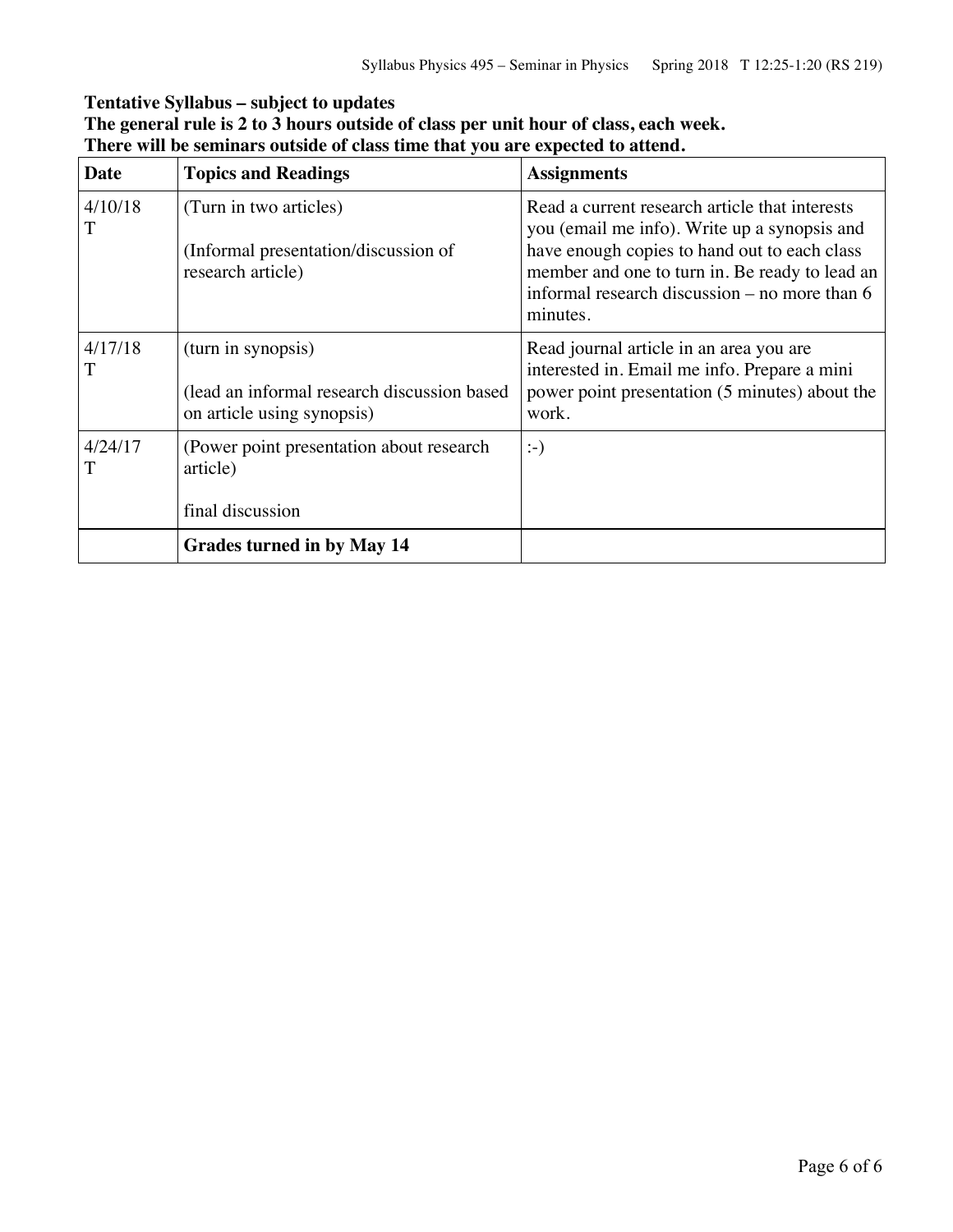**Tentative Syllabus – subject to updates**
**The general rule is 2 to 3 hours outside of class per unit hour of class, each week.**
**There will be seminars outside of class time that you are expected to attend.**

| Date | Topics and Readings | Assignments |
|---|---|---|
| 4/10/18 T | (Turn in two articles)<br><br>(Informal presentation/discussion of research article) | Read a current research article that interests you (email me info). Write up a synopsis and have enough copies to hand out to each class member and one to turn in. Be ready to lead an informal research discussion – no more than 6 minutes. |
| 4/17/18 T | (turn in synopsis)<br><br>(lead an informal research discussion based on article using synopsis) | Read journal article in an area you are interested in. Email me info. Prepare a mini power point presentation (5 minutes) about the work. |
| 4/24/17 T | (Power point presentation about research article)<br><br>final discussion | :-) |
| | **Grades turned in by May 14** | |